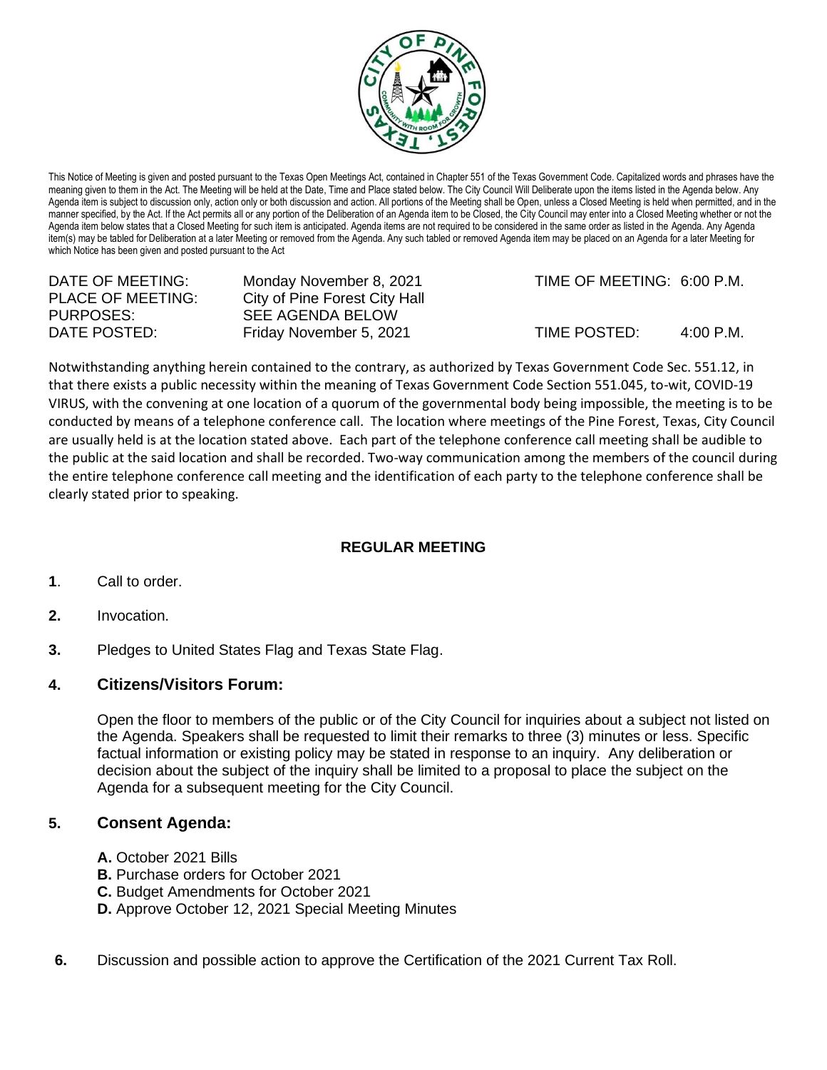This Notice of Meeting is given and posted pursuant to the Texas Open Meetings Act, contained in Chapter 551 of the Texas Government Code. Capitalized words and phrases have the meaning given to them in the Act. The Meeting will be held at the Date, Time and Place stated below. The City Council Will Deliberate upon the items listed in the Agenda below. Any Agenda item is subject to discussion only, action only or both discussion and action. All portions of the Meeting shall be Open, unless a Closed Meeting is held when permitted, and in the manner specified, by the Act. If the Act permits all or any portion of the Deliberation of an Agenda item to be Closed, the City Council may enter into a Closed Meeting whether or not the Agenda item below states that a Closed Meeting for such item is anticipated. Agenda items are not required to be considered in the same order as listed in the Agenda. Any Agenda item(s) may be tabled for Deliberation at a later Meeting or removed from the Agenda. Any such tabled or removed Agenda item may be placed on an Agenda for a later Meeting for which Notice has been given and posted pursuant to the Act

| | | | |
|---|---|---|---|
| DATE OF MEETING: | Monday November 8, 2021 | TIME OF MEETING: | 6:00 P.M. |
| PLACE OF MEETING: | City of Pine Forest City Hall | | |
| PURPOSES: | SEE AGENDA BELOW | | |
| DATE POSTED: | Friday November 5, 2021 | TIME POSTED: | 4:00 P.M. |

Notwithstanding anything herein contained to the contrary, as authorized by Texas Government Code Sec. 551.12, in that there exists a public necessity within the meaning of Texas Government Code Section 551.045, to-wit, COVID-19 VIRUS, with the convening at one location of a quorum of the governmental body being impossible, the meeting is to be conducted by means of a telephone conference call. The location where meetings of the Pine Forest, Texas, City Council are usually held is at the location stated above. Each part of the telephone conference call meeting shall be audible to the public at the said location and shall be recorded. Two-way communication among the members of the council during the entire telephone conference call meeting and the identification of each party to the telephone conference shall be clearly stated prior to speaking.

## REGULAR MEETING

**1**. Call to order.

**2.** Invocation.

**3.** Pledges to United States Flag and Texas State Flag.

### 4. Citizens/Visitors Forum:

Open the floor to members of the public or of the City Council for inquiries about a subject not listed on the Agenda. Speakers shall be requested to limit their remarks to three (3) minutes or less. Specific factual information or existing policy may be stated in response to an inquiry. Any deliberation or decision about the subject of the inquiry shall be limited to a proposal to place the subject on the Agenda for a subsequent meeting for the City Council.

### 5. Consent Agenda:

**A.** October 2021 Bills
**B.** Purchase orders for October 2021
**C.** Budget Amendments for October 2021
**D.** Approve October 12, 2021 Special Meeting Minutes

**6.** Discussion and possible action to approve the Certification of the 2021 Current Tax Roll.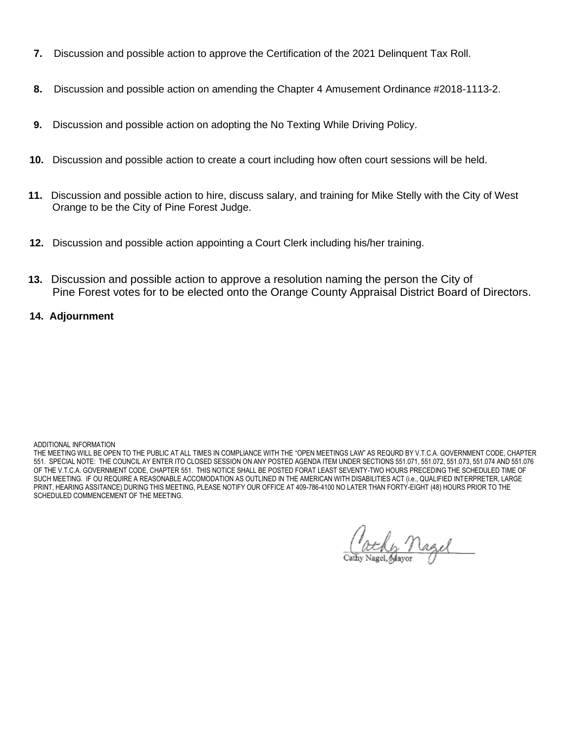7. Discussion and possible action to approve the Certification of the 2021 Delinquent Tax Roll.

8. Discussion and possible action on amending the Chapter 4 Amusement Ordinance #2018-1113-2.

9. Discussion and possible action on adopting the No Texting While Driving Policy.

10. Discussion and possible action to create a court including how often court sessions will be held.

11. Discussion and possible action to hire, discuss salary, and training for Mike Stelly with the City of West Orange to be the City of Pine Forest Judge.

12. Discussion and possible action appointing a Court Clerk including his/her training.

13. Discussion and possible action to approve a resolution naming the person the City of Pine Forest votes for to be elected onto the Orange County Appraisal District Board of Directors.

**14. Adjournment**

ADDITIONAL INFORMATION
THE MEETING WILL BE OPEN TO THE PUBLIC AT ALL TIMES IN COMPLIANCE WITH THE "OPEN MEETINGS LAW" AS REQURD BY V.T.C.A. GOVERNMENT CODE, CHAPTER 551. SPECIAL NOTE: THE COUNCIL AY ENTER ITO CLOSED SESSION ON ANY POSTED AGENDA ITEM UNDER SECTIONS 551.071, 551.072, 551.073, 551.074 AND 551.076 OF THE V.T.C.A. GOVERNMENT CODE, CHAPTER 551. THIS NOTICE SHALL BE POSTED FORAT LEAST SEVENTY-TWO HOURS PRECEDING THE SCHEDULED TIME OF SUCH MEETING. IF OU REQUIRE A REASONABLE ACCOMODATION AS OUTLINED IN THE AMERICAN WITH DISABILITIES ACT (i.e., QUALIFIED INTERPRETER, LARGE PRINT, HEARING ASSITANCE) DURING THIS MEETING, PLEASE NOTIFY OUR OFFICE AT 409-786-4100 NO LATER THAN FORTY-EIGHT (48) HOURS PRIOR TO THE SCHEDULED COMMENCEMENT OF THE MEETING.

Cathy Nagel

Cathy Nagel, Mayor